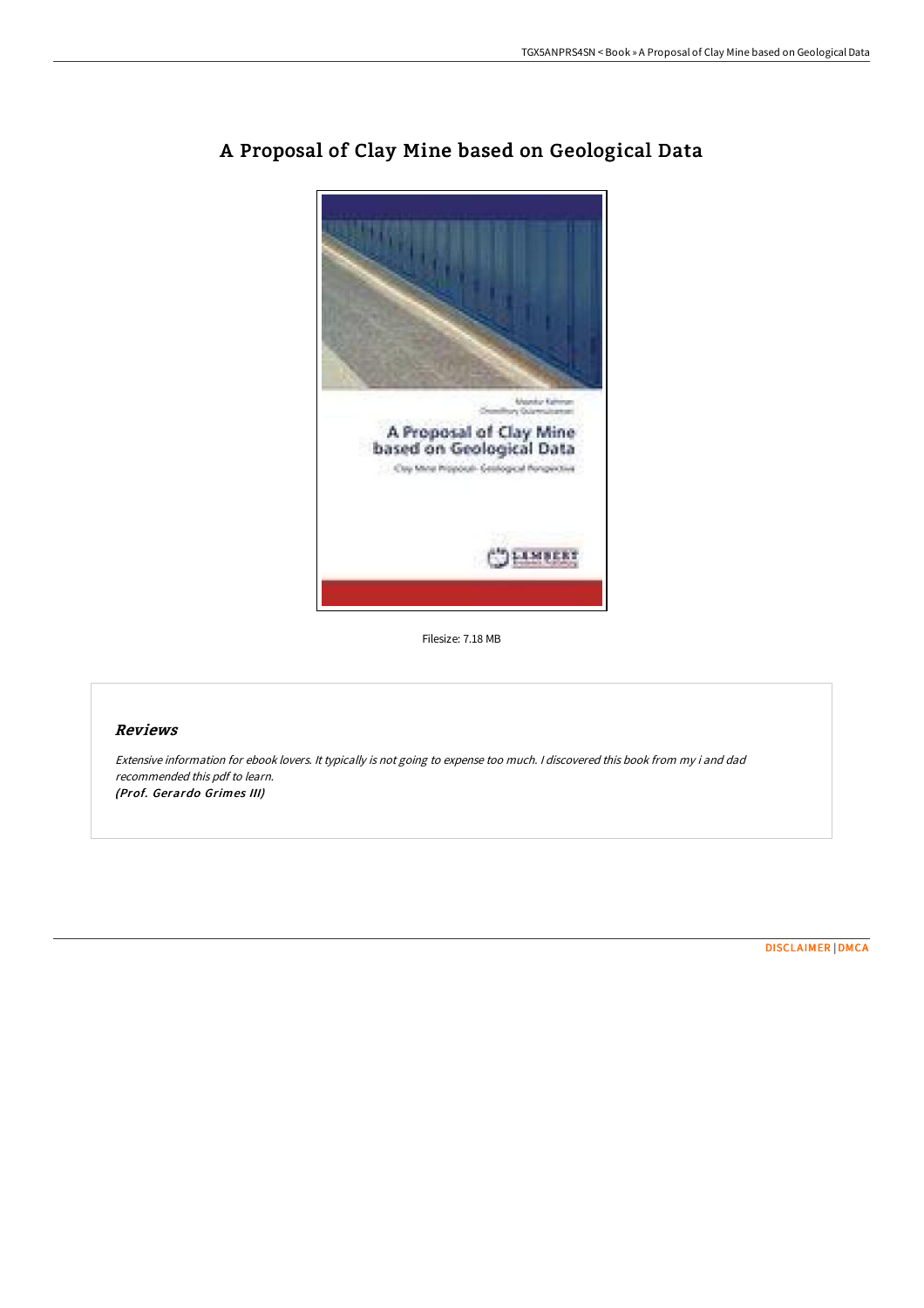# A Proposal of Clay Mine based on Geological Data

Filesize: 7.18 MB

## *Reviews*

*Extensive information for ebook lovers. It typically is not going to expense too much. I discovered this book from my i and dad recommended this pdf to learn.*
***(Prof. Gerardo Grimes III)***

DISCLAIMER | DMCA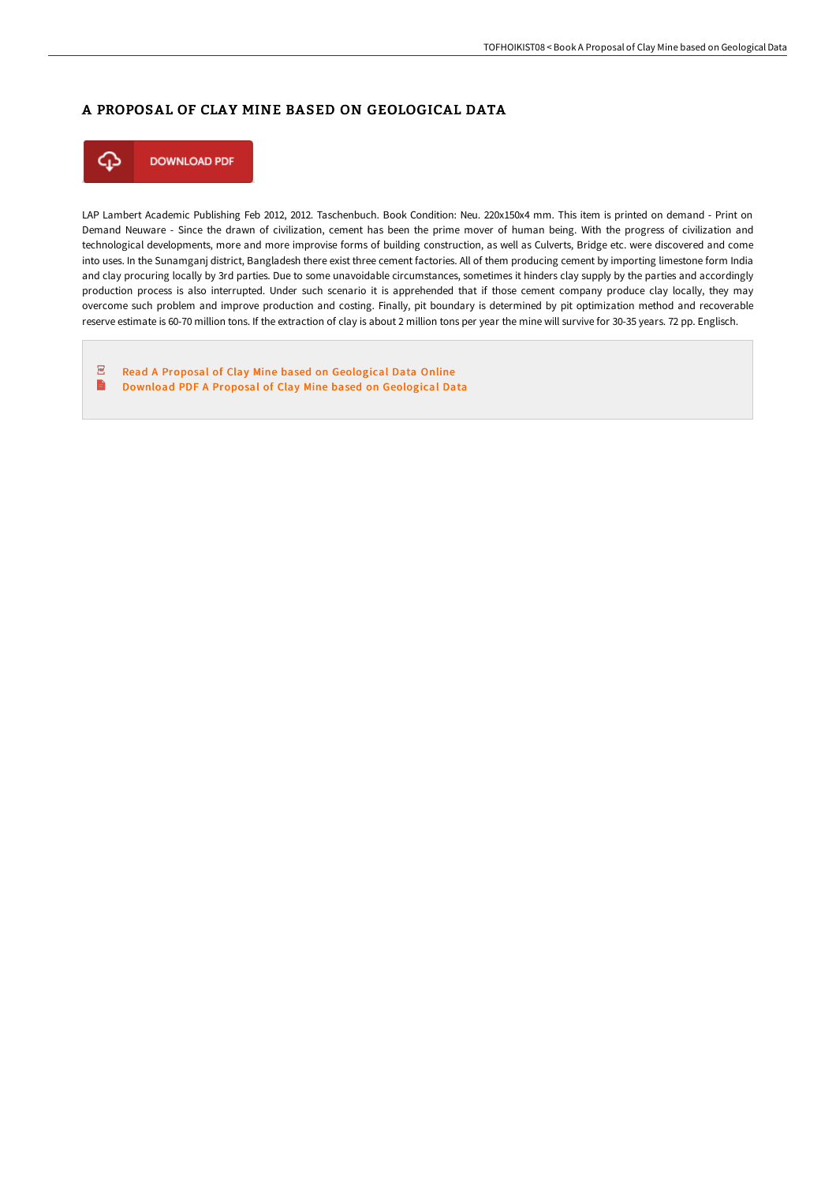# A PROPOSAL OF CLAY MINE BASED ON GEOLOGICAL DATA

DOWNLOAD PDF

LAP Lambert Academic Publishing Feb 2012, 2012. Taschenbuch. Book Condition: Neu. 220x150x4 mm. This item is printed on demand - Print on Demand Neuware - Since the drawn of civilization, cement has been the prime mover of human being. With the progress of civilization and technological developments, more and more improvise forms of building construction, as well as Culverts, Bridge etc. were discovered and come into uses. In the Sunamganj district, Bangladesh there exist three cement factories. All of them producing cement by importing limestone form India and clay procuring locally by 3rd parties. Due to some unavoidable circumstances, sometimes it hinders clay supply by the parties and accordingly production process is also interrupted. Under such scenario it is apprehended that if those cement company produce clay locally, they may overcome such problem and improve production and costing. Finally, pit boundary is determined by pit optimization method and recoverable reserve estimate is 60-70 million tons. If the extraction of clay is about 2 million tons per year the mine will survive for 30-35 years. 72 pp. Englisch.

- Read A Proposal of Clay Mine based on Geological Data Online
- Download PDF A Proposal of Clay Mine based on Geological Data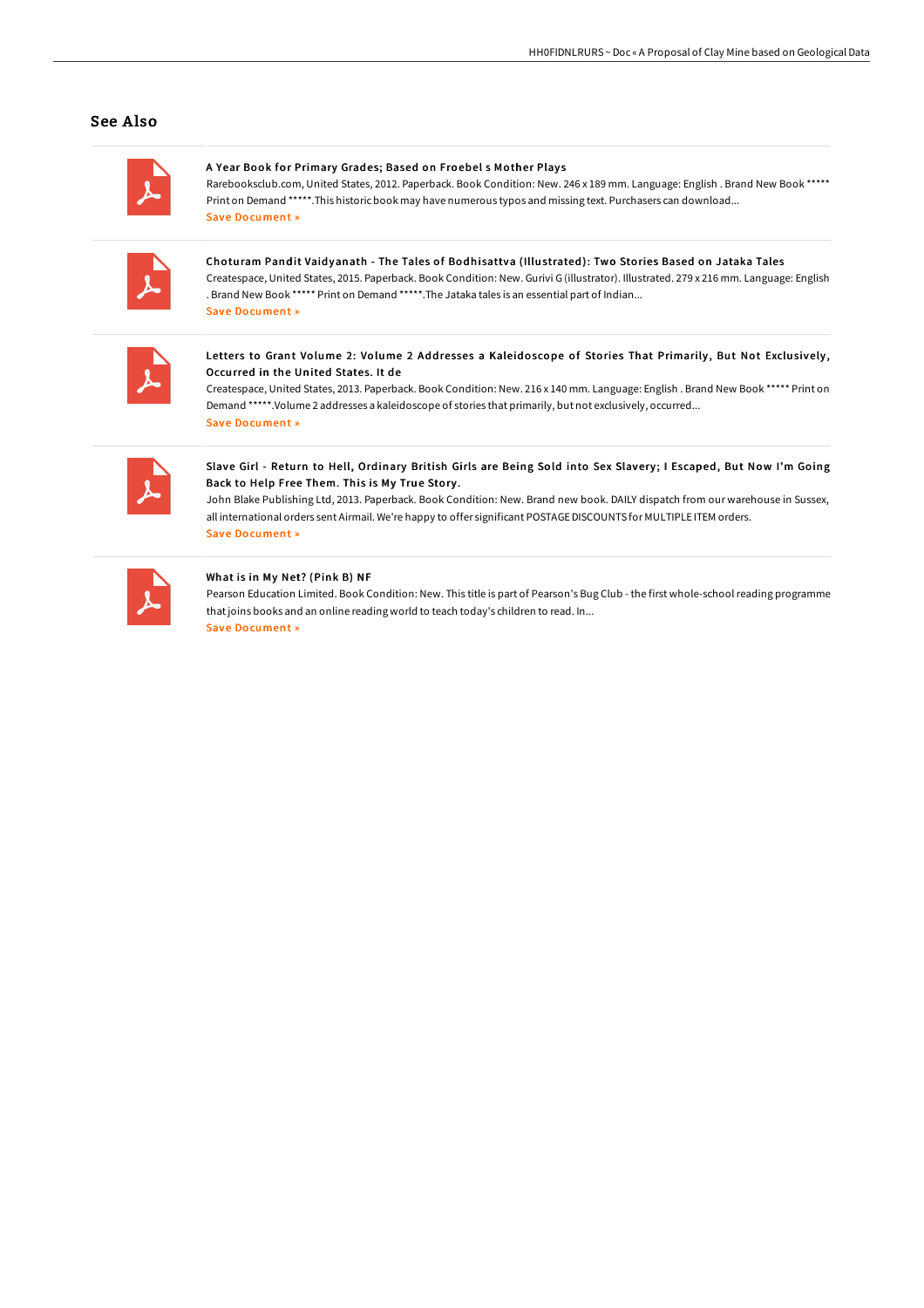## See Also

### A Year Book for Primary Grades; Based on Froebel s Mother Plays

Rarebooksclub.com, United States, 2012. Paperback. Book Condition: New. 246 x 189 mm. Language: English . Brand New Book ***** Print on Demand *****.This historic book may have numerous typos and missing text. Purchasers can download...

Save Document »

### Choturam Pandit Vaidyanath - The Tales of Bodhisattva (Illustrated): Two Stories Based on Jataka Tales

Createspace, United States, 2015. Paperback. Book Condition: New. Gurivi G (illustrator). Illustrated. 279 x 216 mm. Language: English . Brand New Book ***** Print on Demand *****.The Jataka tales is an essential part of Indian...

Save Document »

### Letters to Grant Volume 2: Volume 2 Addresses a Kaleidoscope of Stories That Primarily, But Not Exclusively, Occurred in the United States. It de

Createspace, United States, 2013. Paperback. Book Condition: New. 216 x 140 mm. Language: English . Brand New Book ***** Print on Demand *****.Volume 2 addresses a kaleidoscope of stories that primarily, but not exclusively, occurred...

Save Document »

### Slave Girl - Return to Hell, Ordinary British Girls are Being Sold into Sex Slavery; I Escaped, But Now I'm Going Back to Help Free Them. This is My True Story.

John Blake Publishing Ltd, 2013. Paperback. Book Condition: New. Brand new book. DAILY dispatch from our warehouse in Sussex, all international orders sent Airmail. We're happy to offer significant POSTAGE DISCOUNTS for MULTIPLE ITEM orders.

Save Document »

### What is in My Net? (Pink B) NF

Pearson Education Limited. Book Condition: New. This title is part of Pearson's Bug Club - the first whole-school reading programme that joins books and an online reading world to teach today's children to read. In...

Save Document »